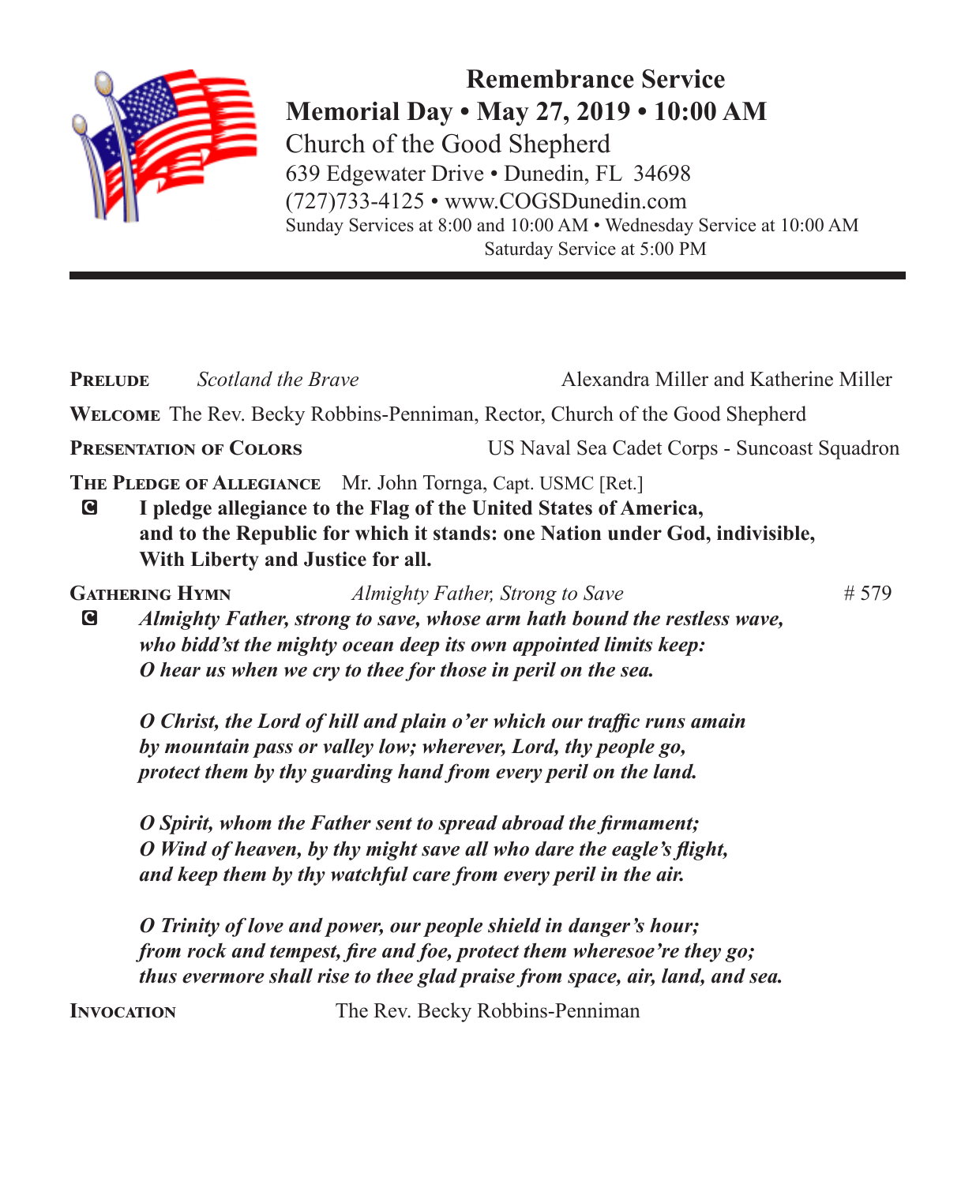# Remembrance Service

## Memorial Day • May 27, 2019 • 10:00 AM

Church of the Good Shepherd
639 Edgewater Drive • Dunedin, FL 34698
(727)733-4125 • www.COGSDunedin.com
Sunday Services at 8:00 and 10:00 AM • Wednesday Service at 10:00 AM
Saturday Service at 5:00 PM

---

**Prelude** *Scotland the Brave* Alexandra Miller and Katherine Miller

**Welcome** The Rev. Becky Robbins-Penniman, Rector, Church of the Good Shepherd

**Presentation of Colors** US Naval Sea Cadet Corps - Suncoast Squadron

**The Pledge of Allegiance** Mr. John Tornga, Capt. USMC [Ret.]

C **I pledge allegiance to the Flag of the United States of America,**
**and to the Republic for which it stands: one Nation under God, indivisible,**
**With Liberty and Justice for all.**

**Gathering Hymn** *Almighty Father, Strong to Save* # 579

C ***Almighty Father, strong to save, whose arm hath bound the restless wave,***
***who bidd'st the mighty ocean deep its own appointed limits keep:***
***O hear us when we cry to thee for those in peril on the sea.***

***O Christ, the Lord of hill and plain o'er which our traffic runs amain***
***by mountain pass or valley low; wherever, Lord, thy people go,***
***protect them by thy guarding hand from every peril on the land.***

***O Spirit, whom the Father sent to spread abroad the firmament;***
***O Wind of heaven, by thy might save all who dare the eagle's flight,***
***and keep them by thy watchful care from every peril in the air.***

***O Trinity of love and power, our people shield in danger's hour;***
***from rock and tempest, fire and foe, protect them wheresoe're they go;***
***thus evermore shall rise to thee glad praise from space, air, land, and sea.***

**Invocation** The Rev. Becky Robbins-Penniman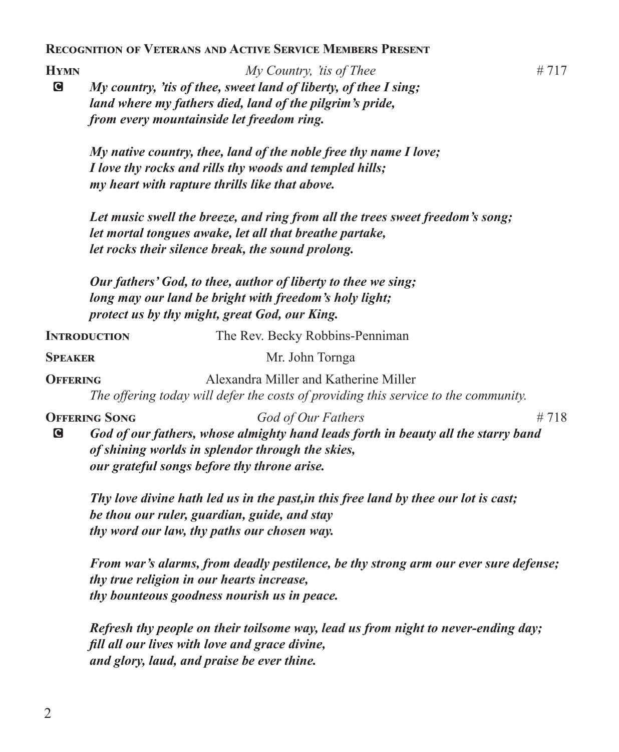**Recognition of Veterans and Active Service Members Present**

**Hymn** *My Country, 'tis of Thee* # 717

**C** ***My country, 'tis of thee, sweet land of liberty, of thee I sing;***
***land where my fathers died, land of the pilgrim's pride,***
***from every mountainside let freedom ring.***

***My native country, thee, land of the noble free thy name I love;***
***I love thy rocks and rills thy woods and templed hills;***
***my heart with rapture thrills like that above.***

***Let music swell the breeze, and ring from all the trees sweet freedom's song;***
***let mortal tongues awake, let all that breathe partake,***
***let rocks their silence break, the sound prolong.***

***Our fathers' God, to thee, author of liberty to thee we sing;***
***long may our land be bright with freedom's holy light;***
***protect us by thy might, great God, our King.***

**Introduction** The Rev. Becky Robbins-Penniman

**Speaker** Mr. John Tornga

**Offering** Alexandra Miller and Katherine Miller

*The offering today will defer the costs of providing this service to the community.*

**Offering Song** *God of Our Fathers* # 718

**C** ***God of our fathers, whose almighty hand leads forth in beauty all the starry band***
***of shining worlds in splendor through the skies,***
***our grateful songs before thy throne arise.***

***Thy love divine hath led us in the past,in this free land by thee our lot is cast;***
***be thou our ruler, guardian, guide, and stay***
***thy word our law, thy paths our chosen way.***

***From war's alarms, from deadly pestilence, be thy strong arm our ever sure defense;***
***thy true religion in our hearts increase,***
***thy bounteous goodness nourish us in peace.***

***Refresh thy people on their toilsome way, lead us from night to never-ending day;***
***fill all our lives with love and grace divine,***
***and glory, laud, and praise be ever thine.***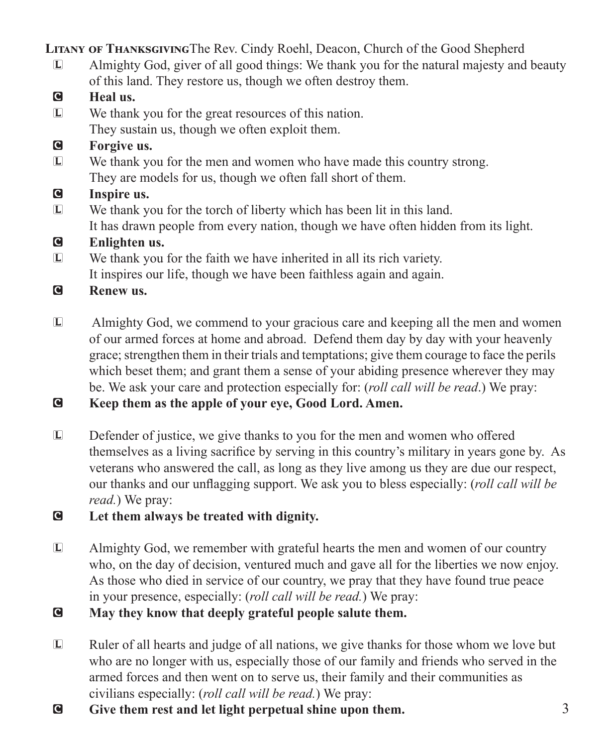**Litany of Thanksgiving** The Rev. Cindy Roehl, Deacon, Church of the Good Shepherd

L Almighty God, giver of all good things: We thank you for the natural majesty and beauty of this land. They restore us, though we often destroy them.

C **Heal us.**

L We thank you for the great resources of this nation.
They sustain us, though we often exploit them.

C **Forgive us.**

L We thank you for the men and women who have made this country strong.
They are models for us, though we often fall short of them.

C **Inspire us.**

L We thank you for the torch of liberty which has been lit in this land.
It has drawn people from every nation, though we have often hidden from its light.

C **Enlighten us.**

L We thank you for the faith we have inherited in all its rich variety.
It inspires our life, though we have been faithless again and again.

C **Renew us.**

L Almighty God, we commend to your gracious care and keeping all the men and women of our armed forces at home and abroad. Defend them day by day with your heavenly grace; strengthen them in their trials and temptations; give them courage to face the perils which beset them; and grant them a sense of your abiding presence wherever they may be. We ask your care and protection especially for: (*roll call will be read*.) We pray:

C **Keep them as the apple of your eye, Good Lord. Amen.**

L Defender of justice, we give thanks to you for the men and women who offered themselves as a living sacrifice by serving in this country's military in years gone by. As veterans who answered the call, as long as they live among us they are due our respect, our thanks and our unflagging support. We ask you to bless especially: (*roll call will be read.*) We pray:

C **Let them always be treated with dignity.**

L Almighty God, we remember with grateful hearts the men and women of our country who, on the day of decision, ventured much and gave all for the liberties we now enjoy. As those who died in service of our country, we pray that they have found true peace in your presence, especially: (*roll call will be read.*) We pray:

C **May they know that deeply grateful people salute them.**

L Ruler of all hearts and judge of all nations, we give thanks for those whom we love but who are no longer with us, especially those of our family and friends who served in the armed forces and then went on to serve us, their family and their communities as civilians especially: (*roll call will be read.*) We pray:

C **Give them rest and let light perpetual shine upon them.**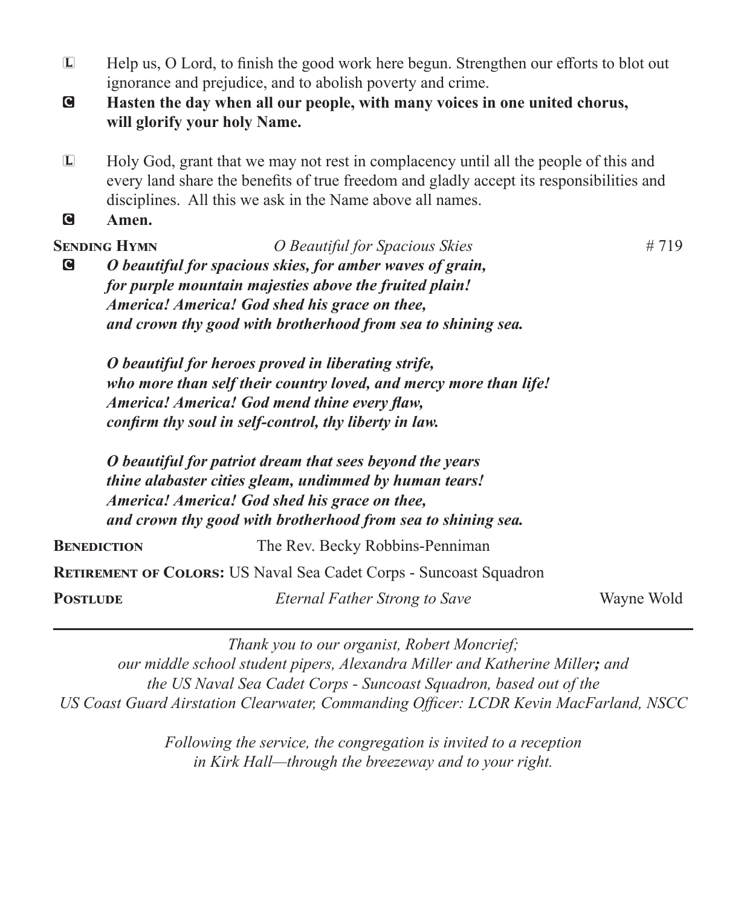**L** Help us, O Lord, to finish the good work here begun. Strengthen our efforts to blot out ignorance and prejudice, and to abolish poverty and crime.

**C** **Hasten the day when all our people, with many voices in one united chorus, will glorify your holy Name.**

**L** Holy God, grant that we may not rest in complacency until all the people of this and every land share the benefits of true freedom and gladly accept its responsibilities and disciplines. All this we ask in the Name above all names.

**C** **Amen.**

**Sending Hymn** *O Beautiful for Spacious Skies* # 719

**C** ***O beautiful for spacious skies, for amber waves of grain,***
***for purple mountain majesties above the fruited plain!***
***America! America! God shed his grace on thee,***
***and crown thy good with brotherhood from sea to shining sea.***

***O beautiful for heroes proved in liberating strife,***
***who more than self their country loved, and mercy more than life!***
***America! America! God mend thine every flaw,***
***confirm thy soul in self-control, thy liberty in law.***

***O beautiful for patriot dream that sees beyond the years***
***thine alabaster cities gleam, undimmed by human tears!***
***America! America! God shed his grace on thee,***
***and crown thy good with brotherhood from sea to shining sea.***

**Benediction** The Rev. Becky Robbins-Penniman

**Retirement of Colors:** US Naval Sea Cadet Corps - Suncoast Squadron

**Postlude** *Eternal Father Strong to Save* Wayne Wold

---

*Thank you to our organist, Robert Moncrief;*
*our middle school student pipers, Alexandra Miller and Katherine Miller; and*
*the US Naval Sea Cadet Corps - Suncoast Squadron, based out of the*
*US Coast Guard Airstation Clearwater, Commanding Officer: LCDR Kevin MacFarland, NSCC*

*Following the service, the congregation is invited to a reception*
*in Kirk Hall—through the breezeway and to your right.*